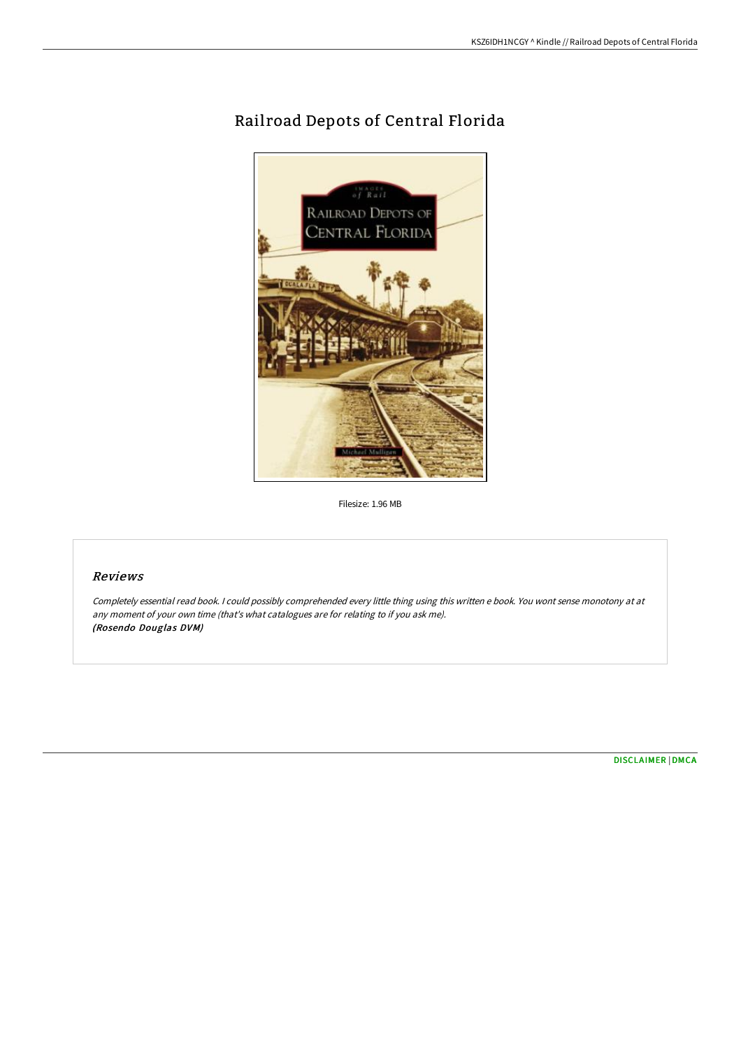# Railroad Depots of Central Florida

Filesize: 1.96 MB

## *Reviews*

*Completely essential read book. I could possibly comprehended every little thing using this written e book. You wont sense monotony at at any moment of your own time (that's what catalogues are for relating to if you ask me).*
***(Rosendo Douglas DVM)***

DISCLAIMER | DMCA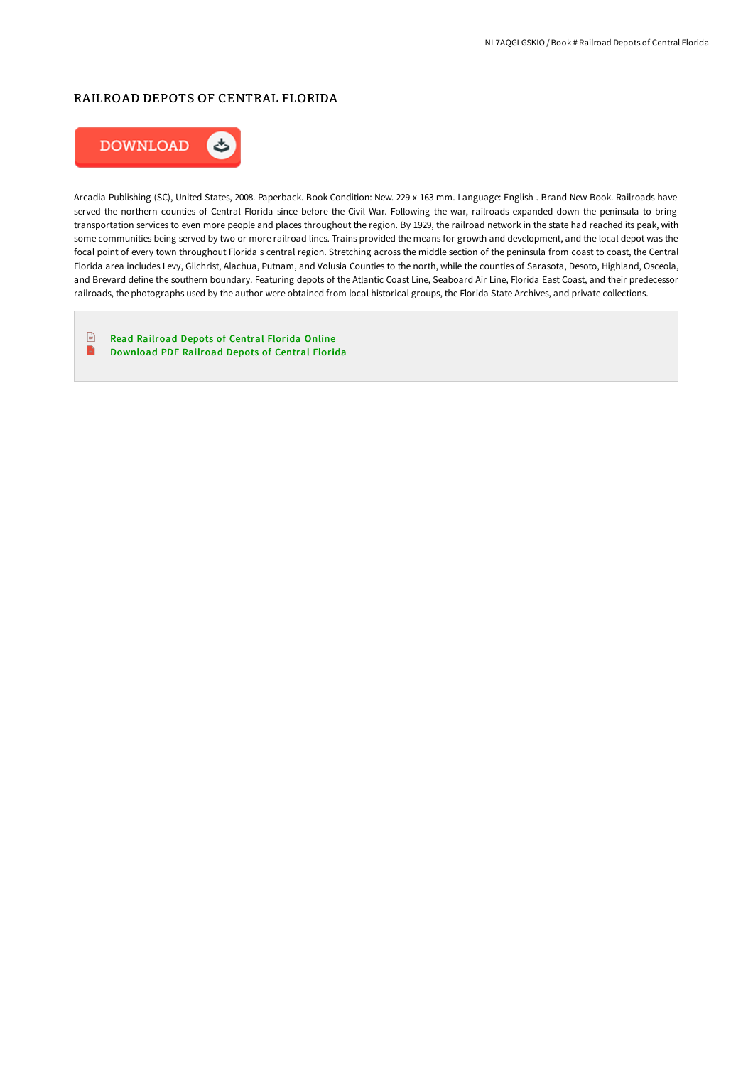# RAILROAD DEPOTS OF CENTRAL FLORIDA

DOWNLOAD

Arcadia Publishing (SC), United States, 2008. Paperback. Book Condition: New. 229 x 163 mm. Language: English . Brand New Book. Railroads have served the northern counties of Central Florida since before the Civil War. Following the war, railroads expanded down the peninsula to bring transportation services to even more people and places throughout the region. By 1929, the railroad network in the state had reached its peak, with some communities being served by two or more railroad lines. Trains provided the means for growth and development, and the local depot was the focal point of every town throughout Florida s central region. Stretching across the middle section of the peninsula from coast to coast, the Central Florida area includes Levy, Gilchrist, Alachua, Putnam, and Volusia Counties to the north, while the counties of Sarasota, Desoto, Highland, Osceola, and Brevard define the southern boundary. Featuring depots of the Atlantic Coast Line, Seaboard Air Line, Florida East Coast, and their predecessor railroads, the photographs used by the author were obtained from local historical groups, the Florida State Archives, and private collections.

- Read Railroad Depots of Central Florida Online
- Download PDF Railroad Depots of Central Florida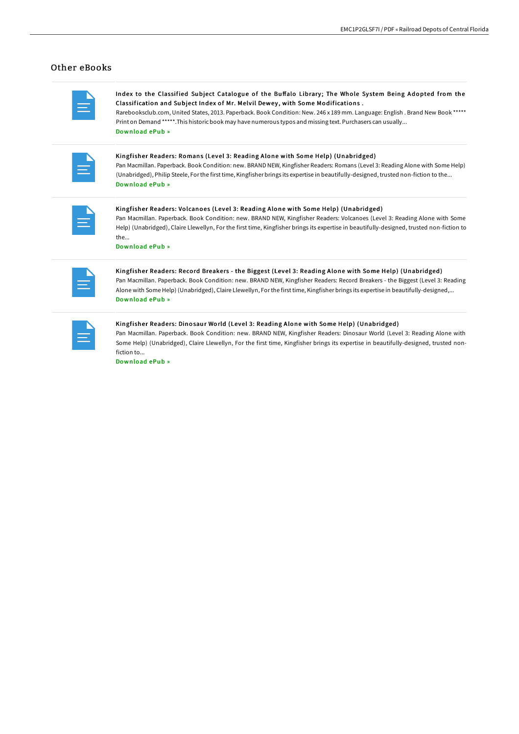## Other eBooks

**Index to the Classified Subject Catalogue of the Buffalo Library; The Whole System Being Adopted from the Classification and Subject Index of Mr. Melvil Dewey, with Some Modifications .**

Rarebooksclub.com, United States, 2013. Paperback. Book Condition: New. 246 x 189 mm. Language: English . Brand New Book ***** Print on Demand *****.This historic book may have numerous typos and missing text. Purchasers can usually...

Download ePub »

**Kingfisher Readers: Romans (Level 3: Reading Alone with Some Help) (Unabridged)**

Pan Macmillan. Paperback. Book Condition: new. BRAND NEW, Kingfisher Readers: Romans (Level 3: Reading Alone with Some Help) (Unabridged), Philip Steele, For the first time, Kingfisher brings its expertise in beautifully-designed, trusted non-fiction to the...

Download ePub »

**Kingfisher Readers: Volcanoes (Level 3: Reading Alone with Some Help) (Unabridged)**

Pan Macmillan. Paperback. Book Condition: new. BRAND NEW, Kingfisher Readers: Volcanoes (Level 3: Reading Alone with Some Help) (Unabridged), Claire Llewellyn, For the first time, Kingfisher brings its expertise in beautifully-designed, trusted non-fiction to the...

Download ePub »

**Kingfisher Readers: Record Breakers - the Biggest (Level 3: Reading Alone with Some Help) (Unabridged)**

Pan Macmillan. Paperback. Book Condition: new. BRAND NEW, Kingfisher Readers: Record Breakers - the Biggest (Level 3: Reading Alone with Some Help) (Unabridged), Claire Llewellyn, For the first time, Kingfisher brings its expertise in beautifully-designed,...

Download ePub »

**Kingfisher Readers: Dinosaur World (Level 3: Reading Alone with Some Help) (Unabridged)**

Pan Macmillan. Paperback. Book Condition: new. BRAND NEW, Kingfisher Readers: Dinosaur World (Level 3: Reading Alone with Some Help) (Unabridged), Claire Llewellyn, For the first time, Kingfisher brings its expertise in beautifully-designed, trusted non-fiction to...

Download ePub »